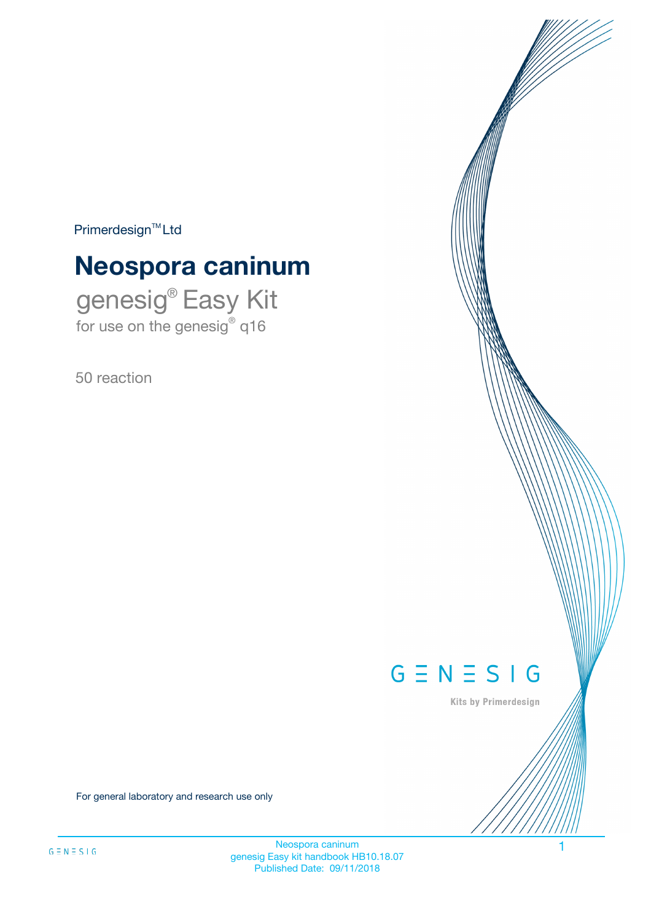Primerdesign™ Ltd

# Neospora caninum

## genesig® Easy Kit

for use on the genesig® q16

50 reaction

GENESIG

Kits by Primerdesign

For general laboratory and research use only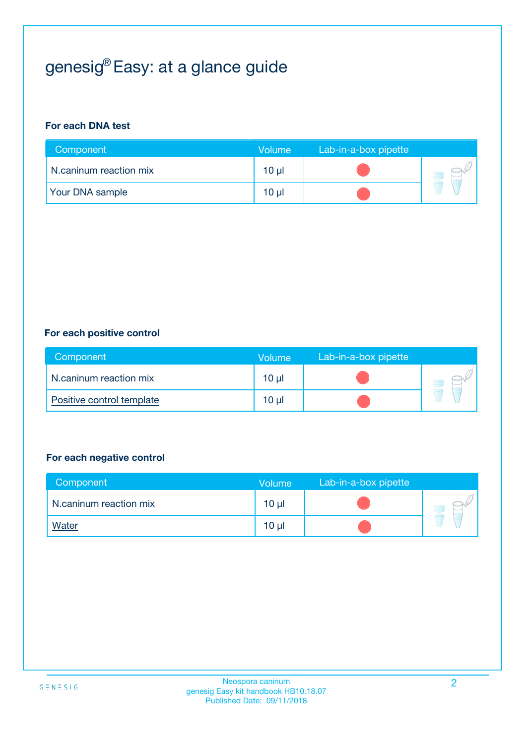# genesig® Easy: at a glance guide

### For each DNA test

| Component | Volume | Lab-in-a-box pipette |
|---|---|---|
| N.caninum reaction mix | 10 µl | |
| Your DNA sample | 10 µl | |

### For each positive control

| Component | Volume | Lab-in-a-box pipette |
|---|---|---|
| N.caninum reaction mix | 10 µl | |
| Positive control template | 10 µl | |

### For each negative control

| Component | Volume | Lab-in-a-box pipette |
|---|---|---|
| N.caninum reaction mix | 10 µl | |
| Water | 10 µl | |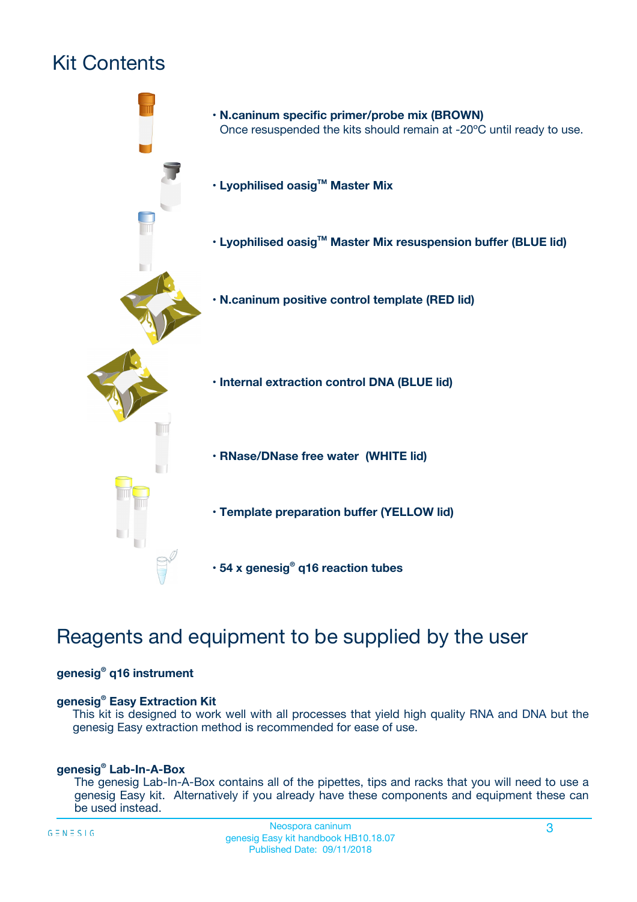# Kit Contents

- **N.caninum specific primer/probe mix (BROWN)**
  Once resuspended the kits should remain at -20ºC until ready to use.
- **Lyophilised oasig™ Master Mix**
- **Lyophilised oasig™ Master Mix resuspension buffer (BLUE lid)**
- **N.caninum positive control template (RED lid)**
- **Internal extraction control DNA (BLUE lid)**
- **RNase/DNase free water (WHITE lid)**
- **Template preparation buffer (YELLOW lid)**
- **54 x genesig® q16 reaction tubes**

# Reagents and equipment to be supplied by the user

**genesig® q16 instrument**

**genesig® Easy Extraction Kit**
This kit is designed to work well with all processes that yield high quality RNA and DNA but the genesig Easy extraction method is recommended for ease of use.

**genesig® Lab-In-A-Box**
The genesig Lab-In-A-Box contains all of the pipettes, tips and racks that you will need to use a genesig Easy kit. Alternatively if you already have these components and equipment these can be used instead.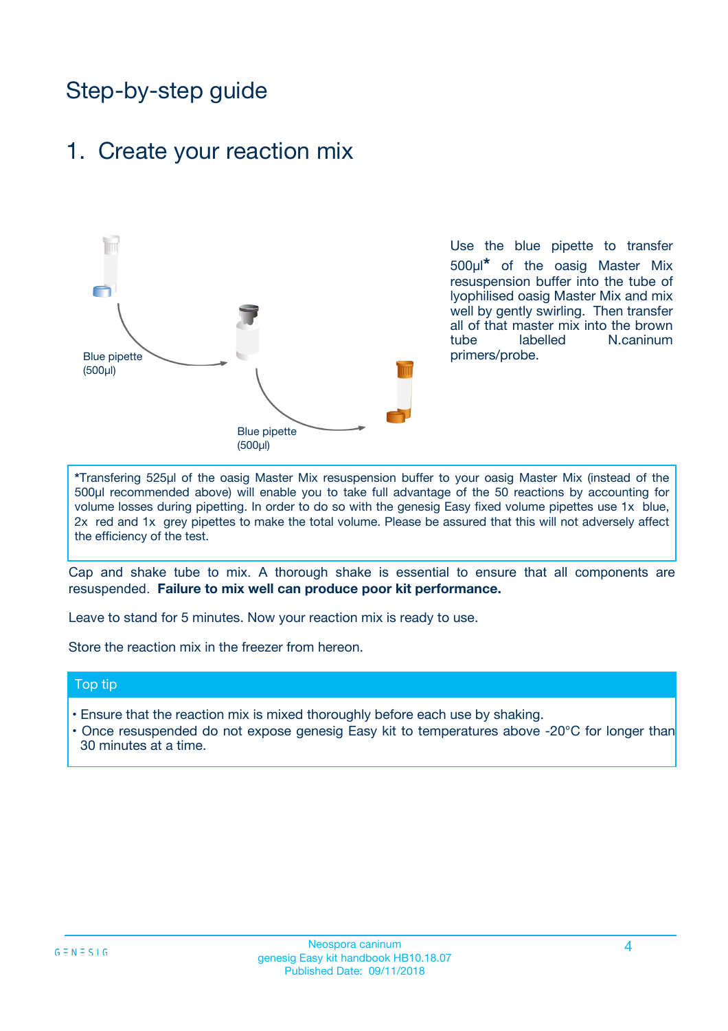# Step-by-step guide

## 1. Create your reaction mix

Blue pipette (500µl)

Blue pipette (500µl)

Use the blue pipette to transfer 500µl* of the oasig Master Mix resuspension buffer into the tube of lyophilised oasig Master Mix and mix well by gently swirling. Then transfer all of that master mix into the brown tube labelled N.caninum primers/probe.

*Transfering 525µl of the oasig Master Mix resuspension buffer to your oasig Master Mix (instead of the 500µl recommended above) will enable you to take full advantage of the 50 reactions by accounting for volume losses during pipetting. In order to do so with the genesig Easy fixed volume pipettes use 1x blue, 2x red and 1x grey pipettes to make the total volume. Please be assured that this will not adversely affect the efficiency of the test.

Cap and shake tube to mix. A thorough shake is essential to ensure that all components are resuspended. **Failure to mix well can produce poor kit performance.**

Leave to stand for 5 minutes. Now your reaction mix is ready to use.

Store the reaction mix in the freezer from hereon.

### Top tip

- Ensure that the reaction mix is mixed thoroughly before each use by shaking.
- Once resuspended do not expose genesig Easy kit to temperatures above -20°C for longer than 30 minutes at a time.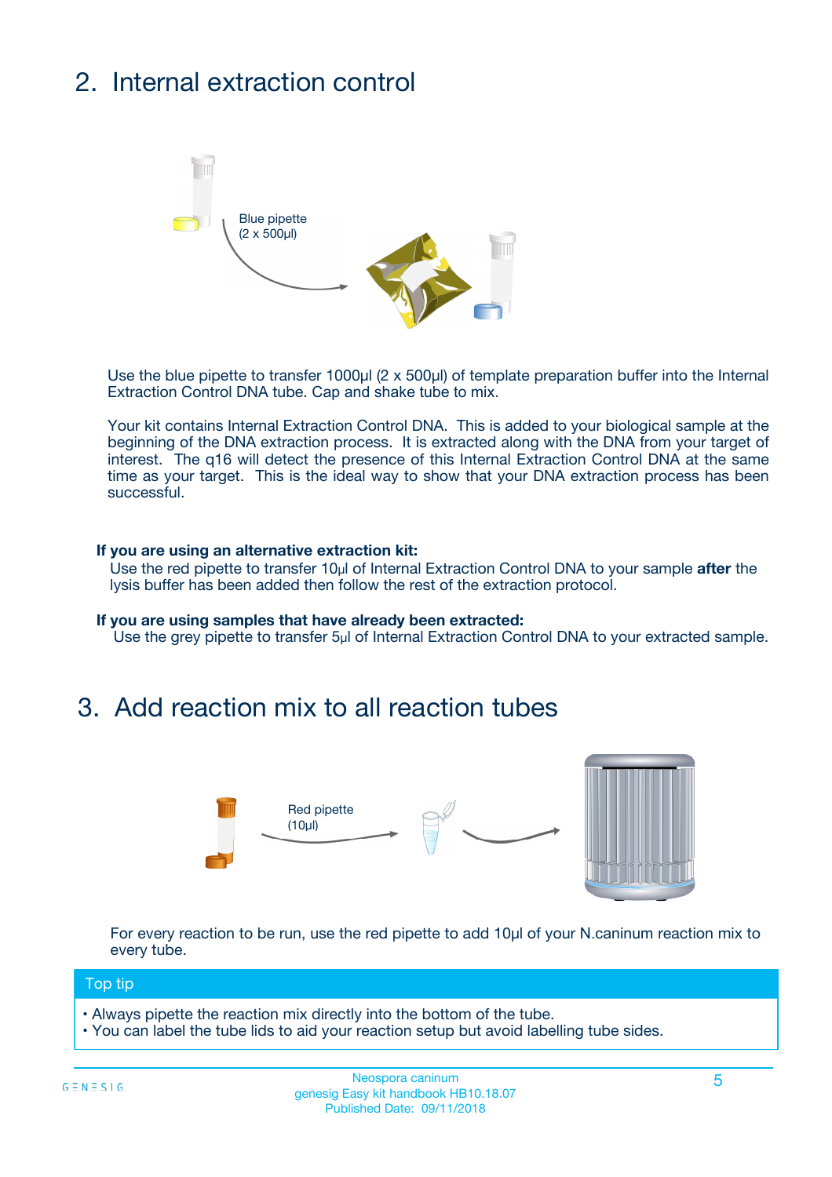## 2. Internal extraction control

Blue pipette
(2 x 500µl)

Use the blue pipette to transfer 1000µl (2 x 500µl) of template preparation buffer into the Internal Extraction Control DNA tube. Cap and shake tube to mix.

Your kit contains Internal Extraction Control DNA. This is added to your biological sample at the beginning of the DNA extraction process. It is extracted along with the DNA from your target of interest. The q16 will detect the presence of this Internal Extraction Control DNA at the same time as your target. This is the ideal way to show that your DNA extraction process has been successful.

**If you are using an alternative extraction kit:**
Use the red pipette to transfer 10µl of Internal Extraction Control DNA to your sample **after** the lysis buffer has been added then follow the rest of the extraction protocol.

**If you are using samples that have already been extracted:**
Use the grey pipette to transfer 5µl of Internal Extraction Control DNA to your extracted sample.

## 3. Add reaction mix to all reaction tubes

Red pipette
(10µl)

For every reaction to be run, use the red pipette to add 10µl of your N.caninum reaction mix to every tube.

**Top tip**

- Always pipette the reaction mix directly into the bottom of the tube.
- You can label the tube lids to aid your reaction setup but avoid labelling tube sides.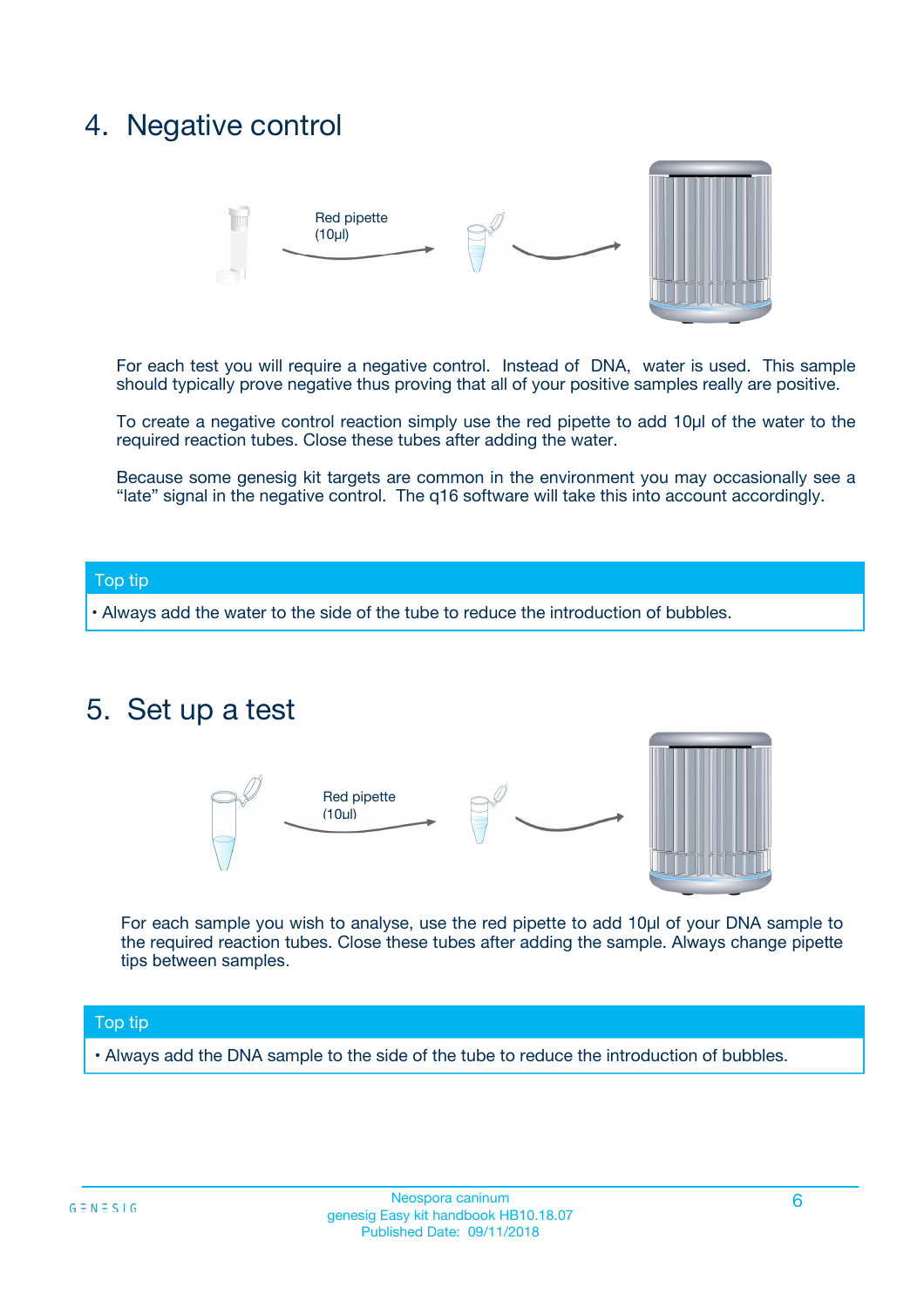## 4. Negative control

Red pipette (10µl)

For each test you will require a negative control. Instead of DNA, water is used. This sample should typically prove negative thus proving that all of your positive samples really are positive.

To create a negative control reaction simply use the red pipette to add 10µl of the water to the required reaction tubes. Close these tubes after adding the water.

Because some genesig kit targets are common in the environment you may occasionally see a "late" signal in the negative control. The q16 software will take this into account accordingly.

**Top tip**

- Always add the water to the side of the tube to reduce the introduction of bubbles.

## 5. Set up a test

Red pipette (10µl)

For each sample you wish to analyse, use the red pipette to add 10µl of your DNA sample to the required reaction tubes. Close these tubes after adding the sample. Always change pipette tips between samples.

**Top tip**

- Always add the DNA sample to the side of the tube to reduce the introduction of bubbles.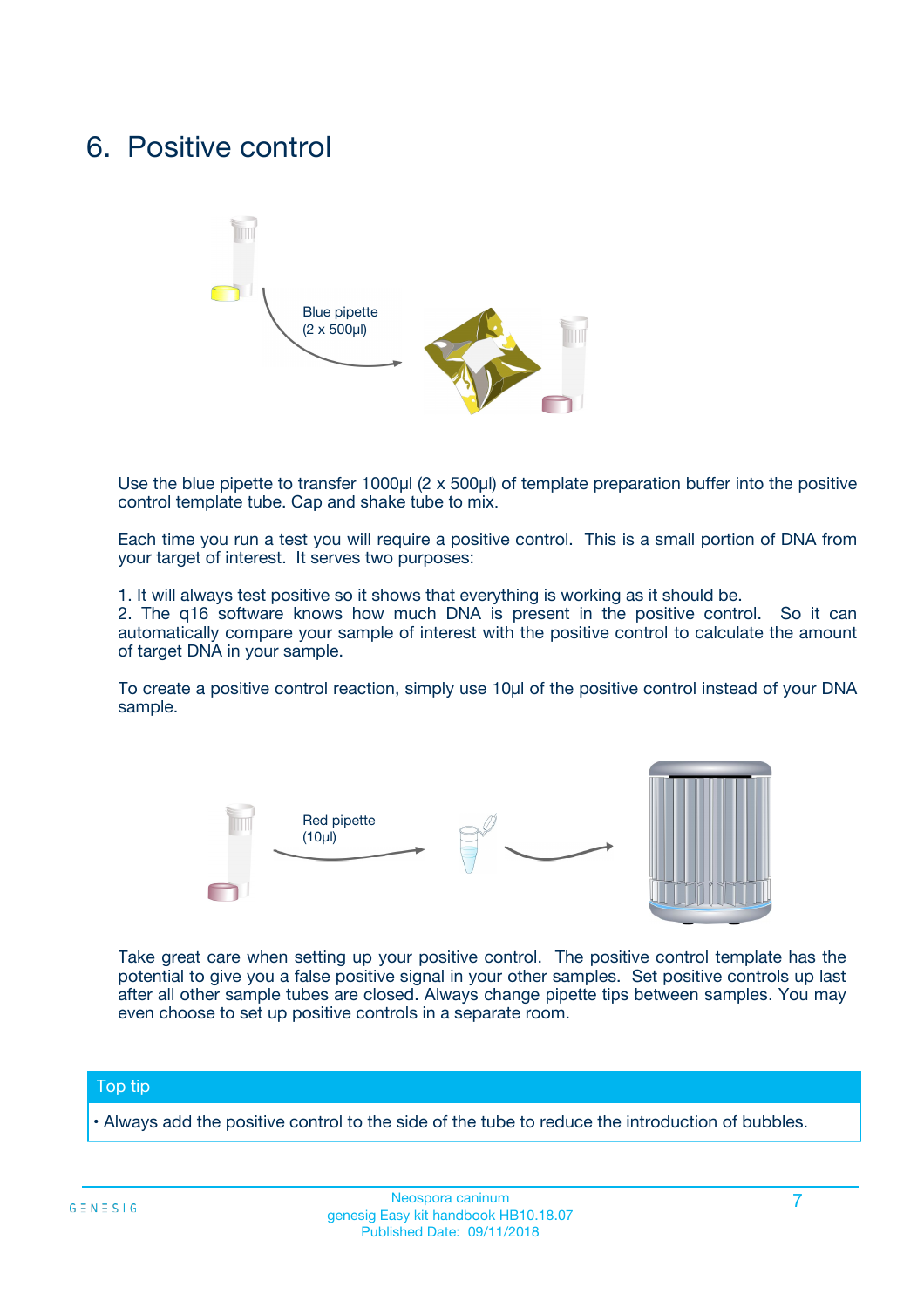# 6. Positive control

Blue pipette
(2 x 500µl)

Use the blue pipette to transfer 1000µl (2 x 500µl) of template preparation buffer into the positive control template tube. Cap and shake tube to mix.

Each time you run a test you will require a positive control. This is a small portion of DNA from your target of interest. It serves two purposes:

1. It will always test positive so it shows that everything is working as it should be.
2. The q16 software knows how much DNA is present in the positive control. So it can automatically compare your sample of interest with the positive control to calculate the amount of target DNA in your sample.

To create a positive control reaction, simply use 10µl of the positive control instead of your DNA sample.

Red pipette
(10µl)

Take great care when setting up your positive control. The positive control template has the potential to give you a false positive signal in your other samples. Set positive controls up last after all other sample tubes are closed. Always change pipette tips between samples. You may even choose to set up positive controls in a separate room.

**Top tip**

- Always add the positive control to the side of the tube to reduce the introduction of bubbles.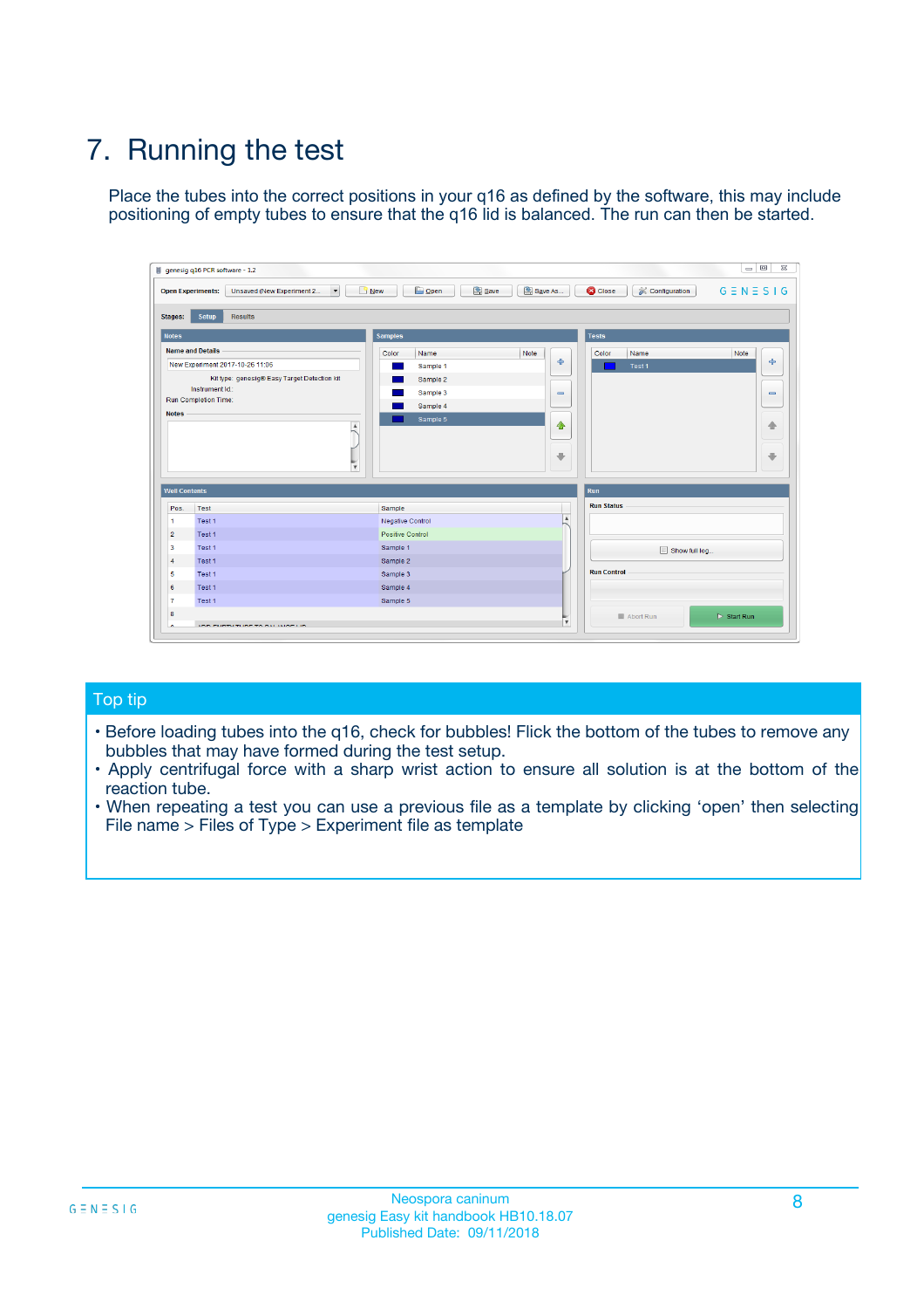# 7. Running the test

Place the tubes into the correct positions in your q16 as defined by the software, this may include positioning of empty tubes to ensure that the q16 lid is balanced. The run can then be started.

## Top tip

- Before loading tubes into the q16, check for bubbles! Flick the bottom of the tubes to remove any bubbles that may have formed during the test setup.
- Apply centrifugal force with a sharp wrist action to ensure all solution is at the bottom of the reaction tube.
- When repeating a test you can use a previous file as a template by clicking 'open' then selecting File name > Files of Type > Experiment file as template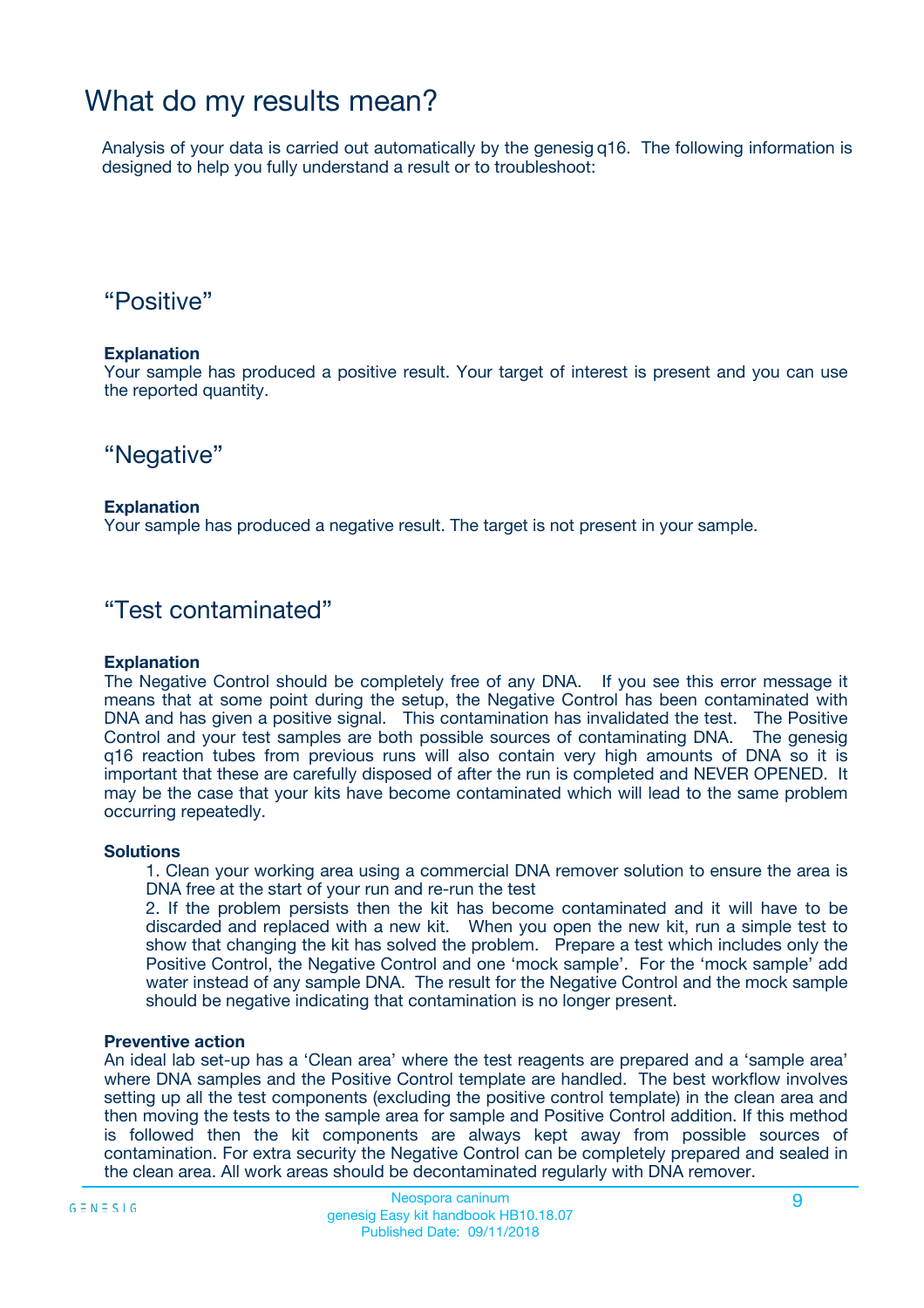# What do my results mean?

Analysis of your data is carried out automatically by the genesig q16. The following information is designed to help you fully understand a result or to troubleshoot:

## “Positive”

**Explanation**
Your sample has produced a positive result. Your target of interest is present and you can use the reported quantity.

## “Negative”

**Explanation**
Your sample has produced a negative result. The target is not present in your sample.

## “Test contaminated”

**Explanation**
The Negative Control should be completely free of any DNA. If you see this error message it means that at some point during the setup, the Negative Control has been contaminated with DNA and has given a positive signal. This contamination has invalidated the test. The Positive Control and your test samples are both possible sources of contaminating DNA. The genesig q16 reaction tubes from previous runs will also contain very high amounts of DNA so it is important that these are carefully disposed of after the run is completed and NEVER OPENED. It may be the case that your kits have become contaminated which will lead to the same problem occurring repeatedly.

**Solutions**

1. Clean your working area using a commercial DNA remover solution to ensure the area is DNA free at the start of your run and re-run the test
2. If the problem persists then the kit has become contaminated and it will have to be discarded and replaced with a new kit. When you open the new kit, run a simple test to show that changing the kit has solved the problem. Prepare a test which includes only the Positive Control, the Negative Control and one ‘mock sample’. For the ‘mock sample’ add water instead of any sample DNA. The result for the Negative Control and the mock sample should be negative indicating that contamination is no longer present.

**Preventive action**
An ideal lab set-up has a ‘Clean area’ where the test reagents are prepared and a ‘sample area’ where DNA samples and the Positive Control template are handled. The best workflow involves setting up all the test components (excluding the positive control template) in the clean area and then moving the tests to the sample area for sample and Positive Control addition. If this method is followed then the kit components are always kept away from possible sources of contamination. For extra security the Negative Control can be completely prepared and sealed in the clean area. All work areas should be decontaminated regularly with DNA remover.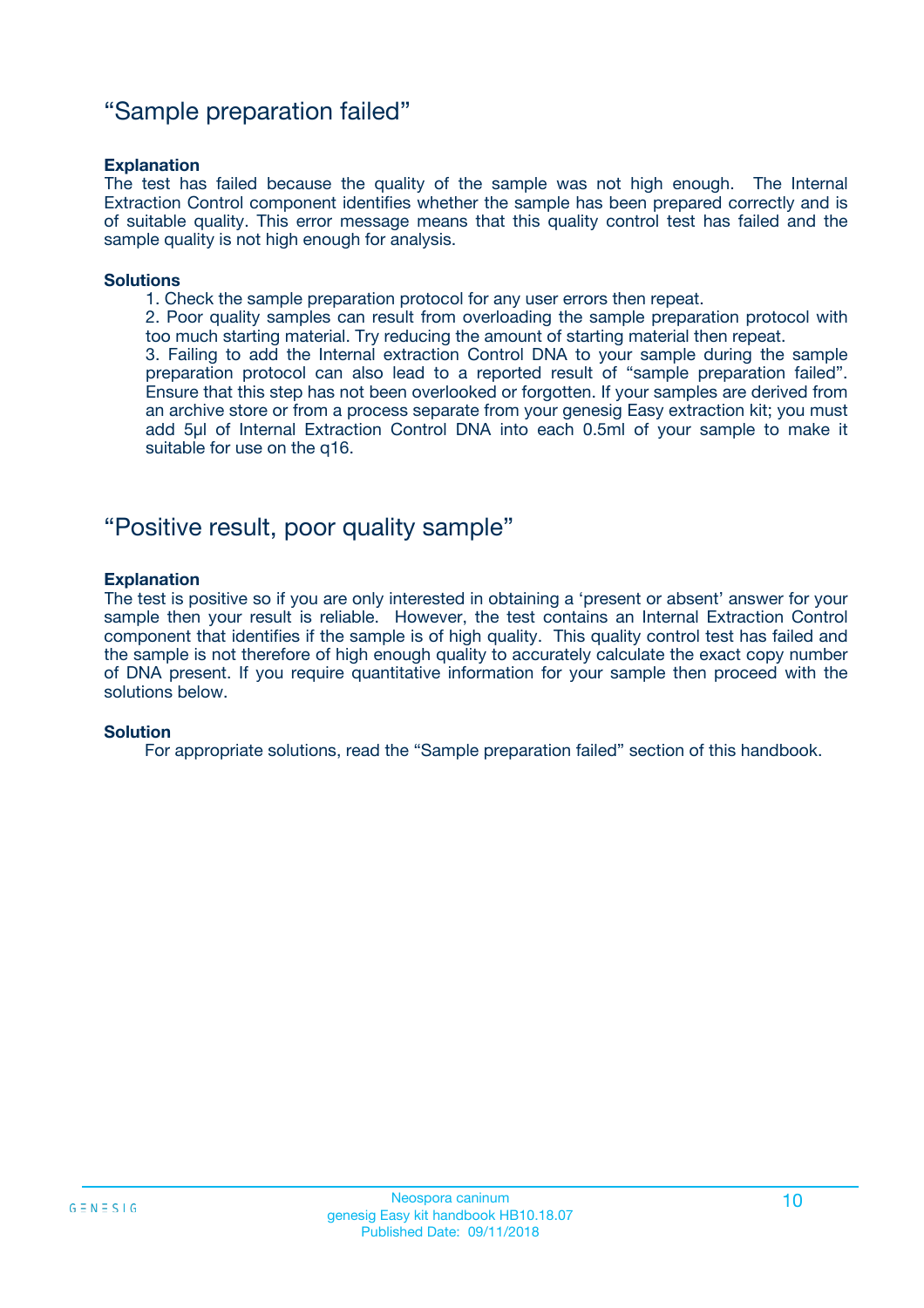## “Sample preparation failed”

**Explanation**

The test has failed because the quality of the sample was not high enough. The Internal Extraction Control component identifies whether the sample has been prepared correctly and is of suitable quality. This error message means that this quality control test has failed and the sample quality is not high enough for analysis.

**Solutions**

1. Check the sample preparation protocol for any user errors then repeat.
2. Poor quality samples can result from overloading the sample preparation protocol with too much starting material. Try reducing the amount of starting material then repeat.
3. Failing to add the Internal extraction Control DNA to your sample during the sample preparation protocol can also lead to a reported result of “sample preparation failed”. Ensure that this step has not been overlooked or forgotten. If your samples are derived from an archive store or from a process separate from your genesig Easy extraction kit; you must add 5µl of Internal Extraction Control DNA into each 0.5ml of your sample to make it suitable for use on the q16.

## “Positive result, poor quality sample”

**Explanation**

The test is positive so if you are only interested in obtaining a ‘present or absent’ answer for your sample then your result is reliable. However, the test contains an Internal Extraction Control component that identifies if the sample is of high quality. This quality control test has failed and the sample is not therefore of high enough quality to accurately calculate the exact copy number of DNA present. If you require quantitative information for your sample then proceed with the solutions below.

**Solution**

For appropriate solutions, read the “Sample preparation failed” section of this handbook.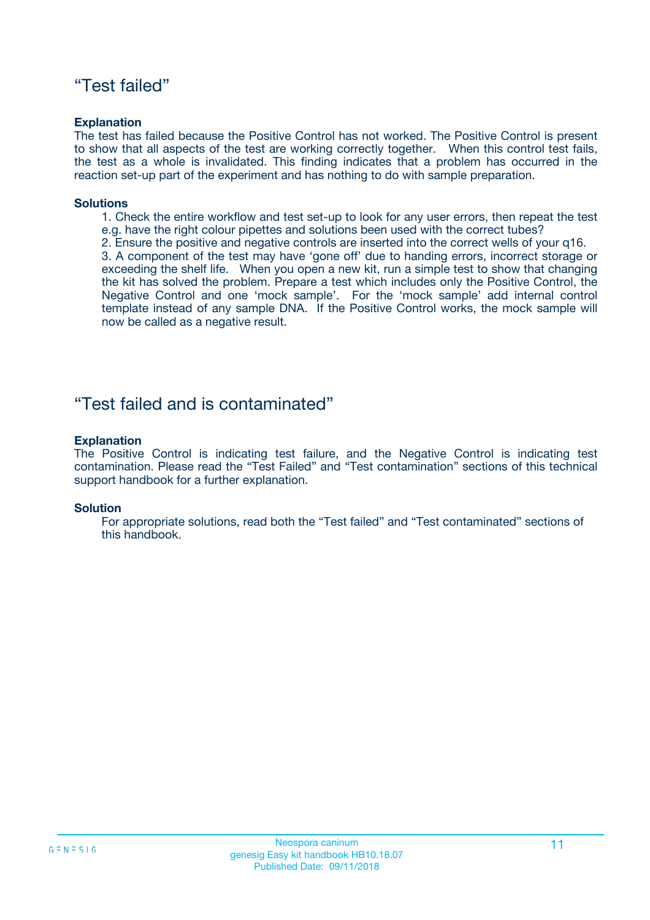## "Test failed"

**Explanation**

The test has failed because the Positive Control has not worked. The Positive Control is present to show that all aspects of the test are working correctly together. When this control test fails, the test as a whole is invalidated. This finding indicates that a problem has occurred in the reaction set-up part of the experiment and has nothing to do with sample preparation.

**Solutions**

1. Check the entire workflow and test set-up to look for any user errors, then repeat the test e.g. have the right colour pipettes and solutions been used with the correct tubes?
2. Ensure the positive and negative controls are inserted into the correct wells of your q16.
3. A component of the test may have 'gone off' due to handing errors, incorrect storage or exceeding the shelf life. When you open a new kit, run a simple test to show that changing the kit has solved the problem. Prepare a test which includes only the Positive Control, the Negative Control and one 'mock sample'. For the 'mock sample' add internal control template instead of any sample DNA. If the Positive Control works, the mock sample will now be called as a negative result.

## "Test failed and is contaminated"

**Explanation**

The Positive Control is indicating test failure, and the Negative Control is indicating test contamination. Please read the "Test Failed" and "Test contamination" sections of this technical support handbook for a further explanation.

**Solution**

For appropriate solutions, read both the "Test failed" and "Test contaminated" sections of this handbook.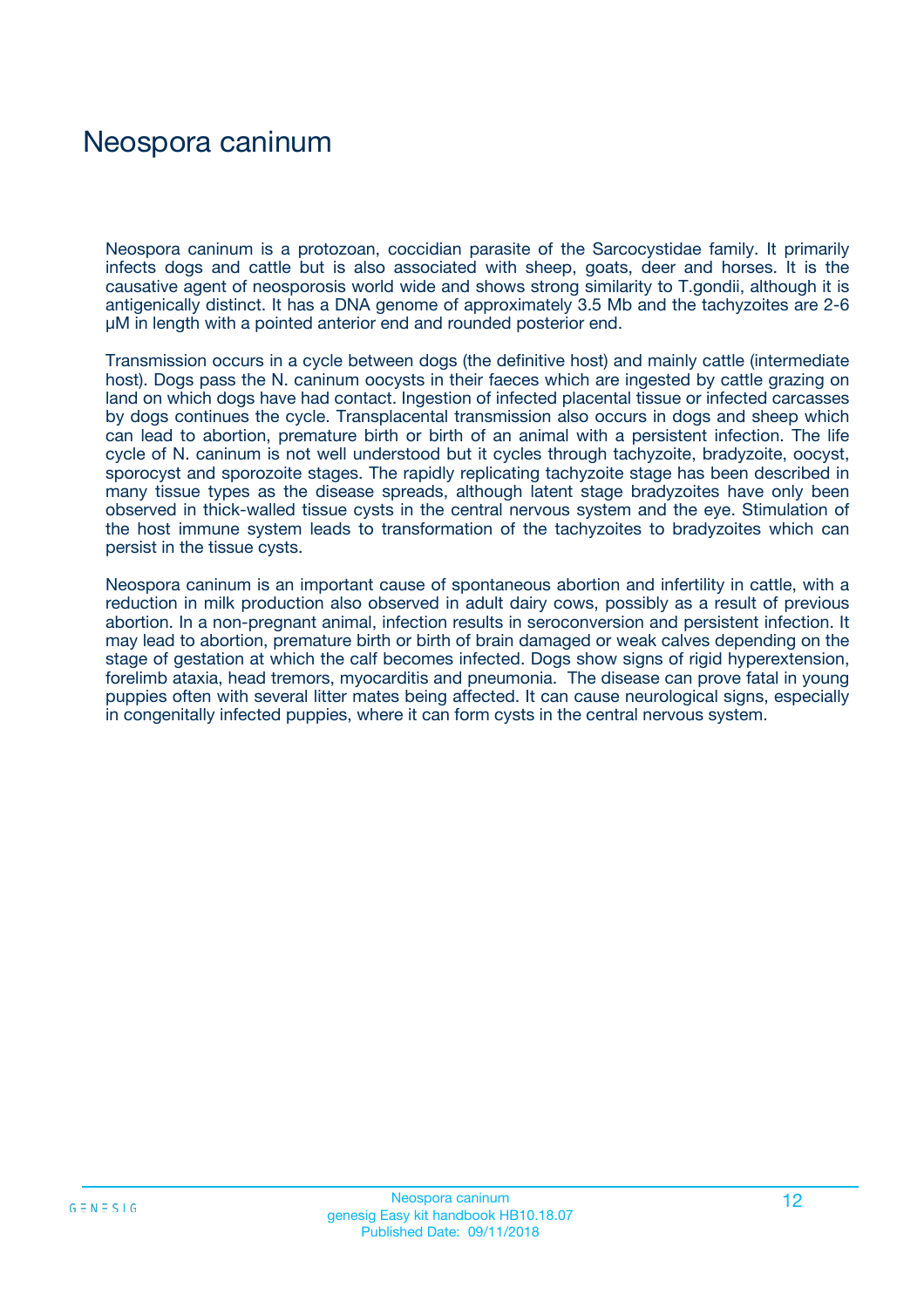# Neospora caninum

Neospora caninum is a protozoan, coccidian parasite of the Sarcocystidae family. It primarily infects dogs and cattle but is also associated with sheep, goats, deer and horses. It is the causative agent of neosporosis world wide and shows strong similarity to T.gondii, although it is antigenically distinct. It has a DNA genome of approximately 3.5 Mb and the tachyzoites are 2-6 μM in length with a pointed anterior end and rounded posterior end.

Transmission occurs in a cycle between dogs (the definitive host) and mainly cattle (intermediate host). Dogs pass the N. caninum oocysts in their faeces which are ingested by cattle grazing on land on which dogs have had contact. Ingestion of infected placental tissue or infected carcasses by dogs continues the cycle. Transplacental transmission also occurs in dogs and sheep which can lead to abortion, premature birth or birth of an animal with a persistent infection. The life cycle of N. caninum is not well understood but it cycles through tachyzoite, bradyzoite, oocyst, sporocyst and sporozoite stages. The rapidly replicating tachyzoite stage has been described in many tissue types as the disease spreads, although latent stage bradyzoites have only been observed in thick-walled tissue cysts in the central nervous system and the eye. Stimulation of the host immune system leads to transformation of the tachyzoites to bradyzoites which can persist in the tissue cysts.

Neospora caninum is an important cause of spontaneous abortion and infertility in cattle, with a reduction in milk production also observed in adult dairy cows, possibly as a result of previous abortion. In a non-pregnant animal, infection results in seroconversion and persistent infection. It may lead to abortion, premature birth or birth of brain damaged or weak calves depending on the stage of gestation at which the calf becomes infected. Dogs show signs of rigid hyperextension, forelimb ataxia, head tremors, myocarditis and pneumonia. The disease can prove fatal in young puppies often with several litter mates being affected. It can cause neurological signs, especially in congenitally infected puppies, where it can form cysts in the central nervous system.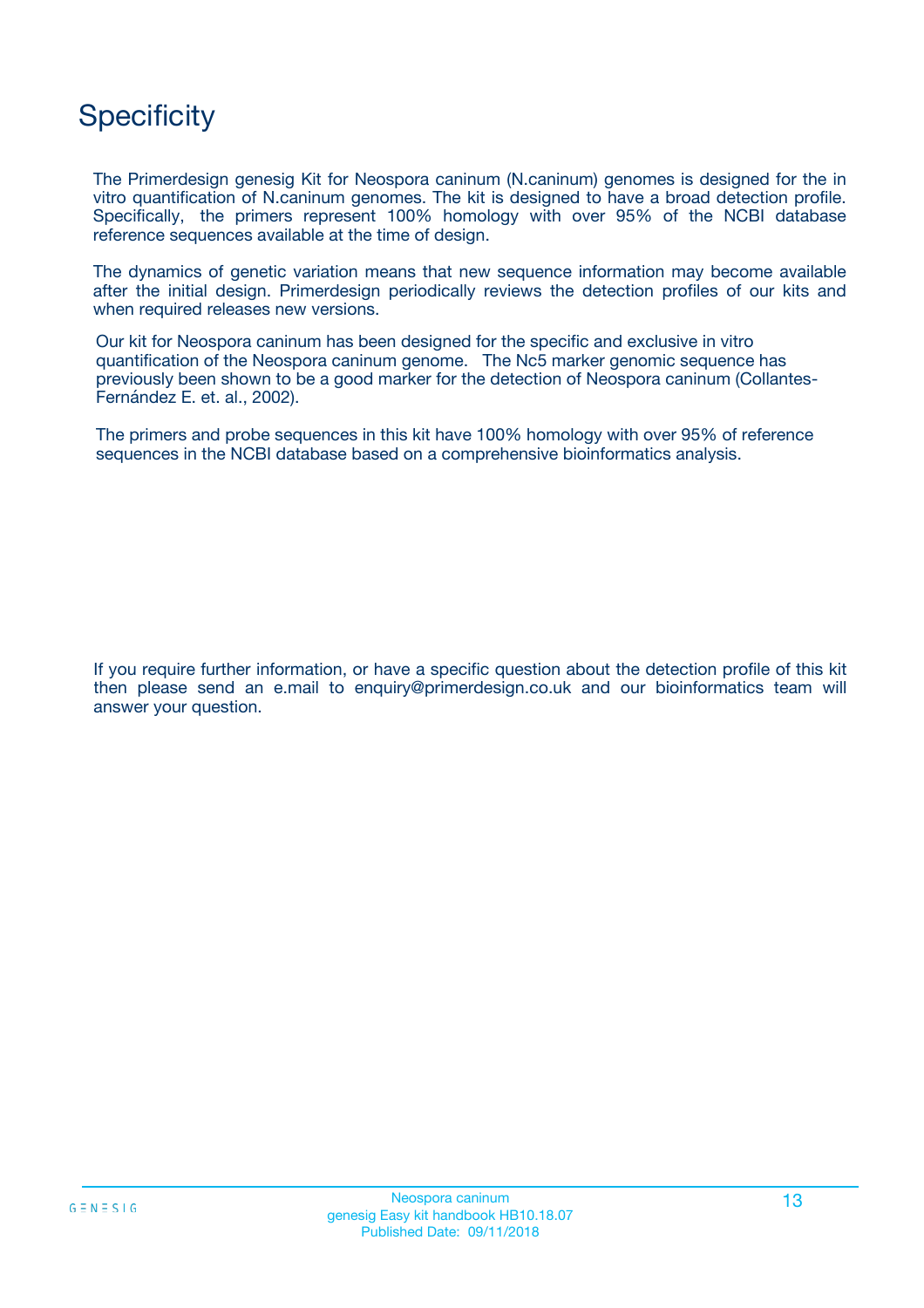# Specificity

The Primerdesign genesig Kit for Neospora caninum (N.caninum) genomes is designed for the in vitro quantification of N.caninum genomes. The kit is designed to have a broad detection profile. Specifically, the primers represent 100% homology with over 95% of the NCBI database reference sequences available at the time of design.

The dynamics of genetic variation means that new sequence information may become available after the initial design. Primerdesign periodically reviews the detection profiles of our kits and when required releases new versions.

Our kit for Neospora caninum has been designed for the specific and exclusive in vitro quantification of the Neospora caninum genome. The Nc5 marker genomic sequence has previously been shown to be a good marker for the detection of Neospora caninum (Collantes-Fernández E. et. al., 2002).

The primers and probe sequences in this kit have 100% homology with over 95% of reference sequences in the NCBI database based on a comprehensive bioinformatics analysis.

If you require further information, or have a specific question about the detection profile of this kit then please send an e.mail to enquiry@primerdesign.co.uk and our bioinformatics team will answer your question.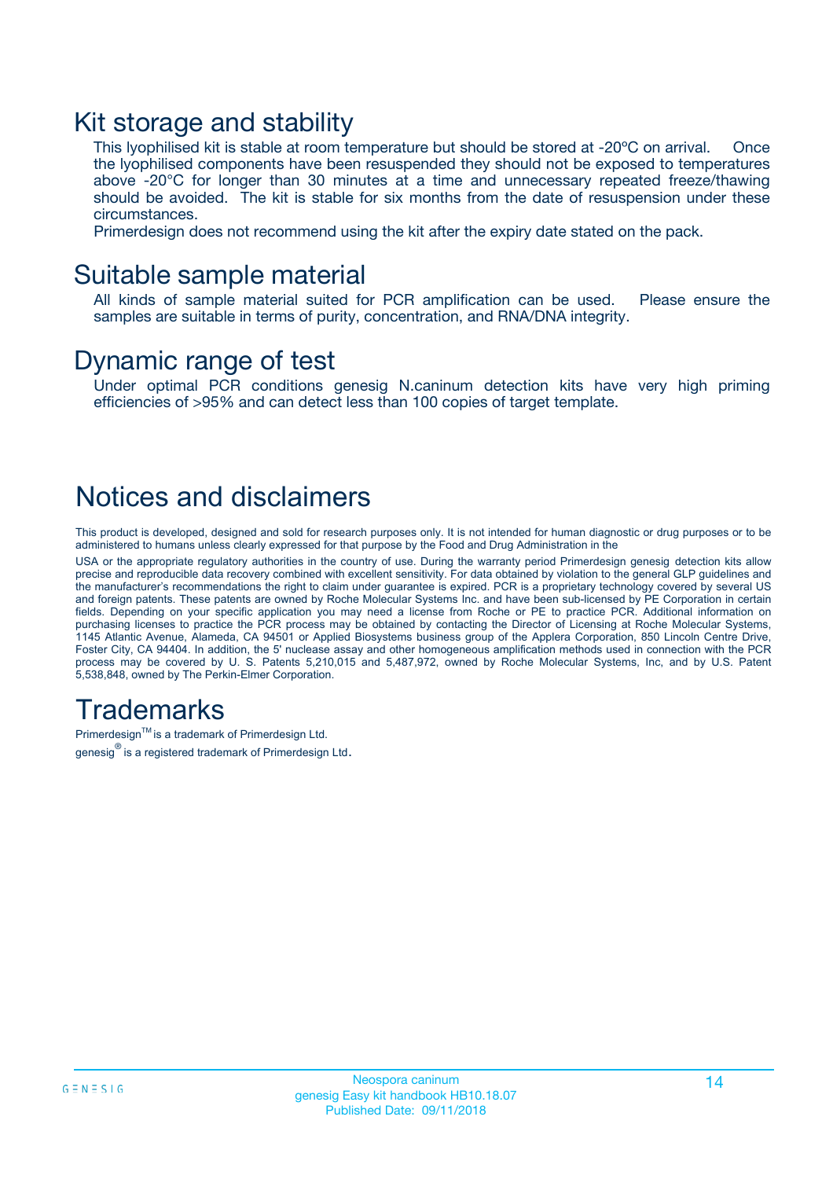## Kit storage and stability

This lyophilised kit is stable at room temperature but should be stored at -20ºC on arrival. Once the lyophilised components have been resuspended they should not be exposed to temperatures above -20°C for longer than 30 minutes at a time and unnecessary repeated freeze/thawing should be avoided. The kit is stable for six months from the date of resuspension under these circumstances.

Primerdesign does not recommend using the kit after the expiry date stated on the pack.

## Suitable sample material

All kinds of sample material suited for PCR amplification can be used. Please ensure the samples are suitable in terms of purity, concentration, and RNA/DNA integrity.

## Dynamic range of test

Under optimal PCR conditions genesig N.caninum detection kits have very high priming efficiencies of >95% and can detect less than 100 copies of target template.

# Notices and disclaimers

This product is developed, designed and sold for research purposes only. It is not intended for human diagnostic or drug purposes or to be administered to humans unless clearly expressed for that purpose by the Food and Drug Administration in the

USA or the appropriate regulatory authorities in the country of use. During the warranty period Primerdesign genesig detection kits allow precise and reproducible data recovery combined with excellent sensitivity. For data obtained by violation to the general GLP guidelines and the manufacturer's recommendations the right to claim under guarantee is expired. PCR is a proprietary technology covered by several US and foreign patents. These patents are owned by Roche Molecular Systems Inc. and have been sub-licensed by PE Corporation in certain fields. Depending on your specific application you may need a license from Roche or PE to practice PCR. Additional information on purchasing licenses to practice the PCR process may be obtained by contacting the Director of Licensing at Roche Molecular Systems, 1145 Atlantic Avenue, Alameda, CA 94501 or Applied Biosystems business group of the Applera Corporation, 850 Lincoln Centre Drive, Foster City, CA 94404. In addition, the 5' nuclease assay and other homogeneous amplification methods used in connection with the PCR process may be covered by U. S. Patents 5,210,015 and 5,487,972, owned by Roche Molecular Systems, Inc, and by U.S. Patent 5,538,848, owned by The Perkin-Elmer Corporation.

# Trademarks

Primerdesign™ is a trademark of Primerdesign Ltd.

genesig® is a registered trademark of Primerdesign Ltd.